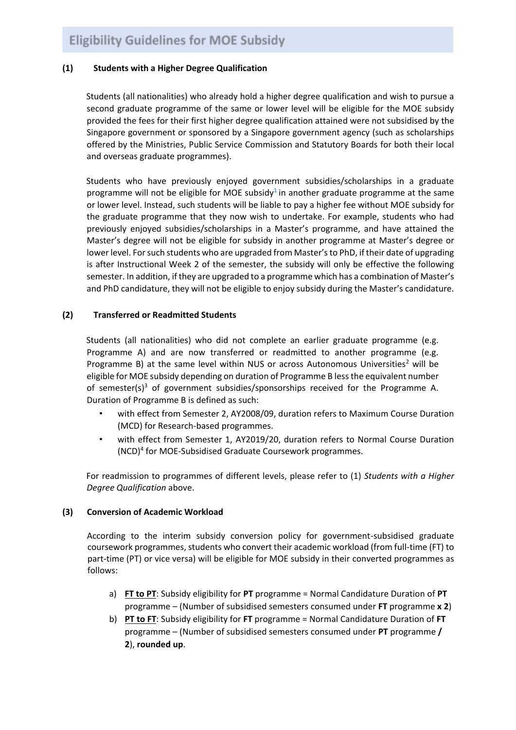# Eligibility Guidelines for MOE Subsidy

## (1) Students with a Higher Degree Qualification

Students (all nationalities) who already hold a higher degree qualification and wish to pursue a second graduate programme of the same or lower level will be eligible for the MOE subsidy provided the fees for their first higher degree qualification attained were not subsidised by the Singapore government or sponsored by a Singapore government agency (such as scholarships offered by the Ministries, Public Service Commission and Statutory Boards for both their local and overseas graduate programmes).

Students who have previously enjoyed government subsidies/scholarships in a graduate programme will not be eligible for MOE subsidy[1] in another graduate programme at the same or lower level. Instead, such students will be liable to pay a higher fee without MOE subsidy for the graduate programme that they now wish to undertake. For example, students who had previously enjoyed subsidies/scholarships in a Master's programme, and have attained the Master's degree will not be eligible for subsidy in another programme at Master's degree or lower level. For such students who are upgraded from Master's to PhD, if their date of upgrading is after Instructional Week 2 of the semester, the subsidy will only be effective the following semester. In addition, if they are upgraded to a programme which has a combination of Master's and PhD candidature, they will not be eligible to enjoy subsidy during the Master's candidature.

## (2) Transferred or Readmitted Students

Students (all nationalities) who did not complete an earlier graduate programme (e.g. Programme A) and are now transferred or readmitted to another programme (e.g. Programme B) at the same level within NUS or across Autonomous Universities[2] will be eligible for MOE subsidy depending on duration of Programme B less the equivalent number of semester(s)[3] of government subsidies/sponsorships received for the Programme A. Duration of Programme B is defined as such:

- with effect from Semester 2, AY2008/09, duration refers to Maximum Course Duration (MCD) for Research-based programmes.
- with effect from Semester 1, AY2019/20, duration refers to Normal Course Duration (NCD)[4] for MOE-Subsidised Graduate Coursework programmes.

For readmission to programmes of different levels, please refer to (1) *Students with a Higher Degree Qualification* above.

## (3) Conversion of Academic Workload

According to the interim subsidy conversion policy for government-subsidised graduate coursework programmes, students who convert their academic workload (from full-time (FT) to part-time (PT) or vice versa) will be eligible for MOE subsidy in their converted programmes as follows:

a) <u>**FT to PT**</u>: Subsidy eligibility for **PT** programme = Normal Candidature Duration of **PT** programme – (Number of subsidised semesters consumed under **FT** programme **x 2**)

b) <u>**PT to FT**</u>: Subsidy eligibility for **FT** programme = Normal Candidature Duration of **FT** programme – (Number of subsidised semesters consumed under **PT** programme **/ 2**), **rounded up**.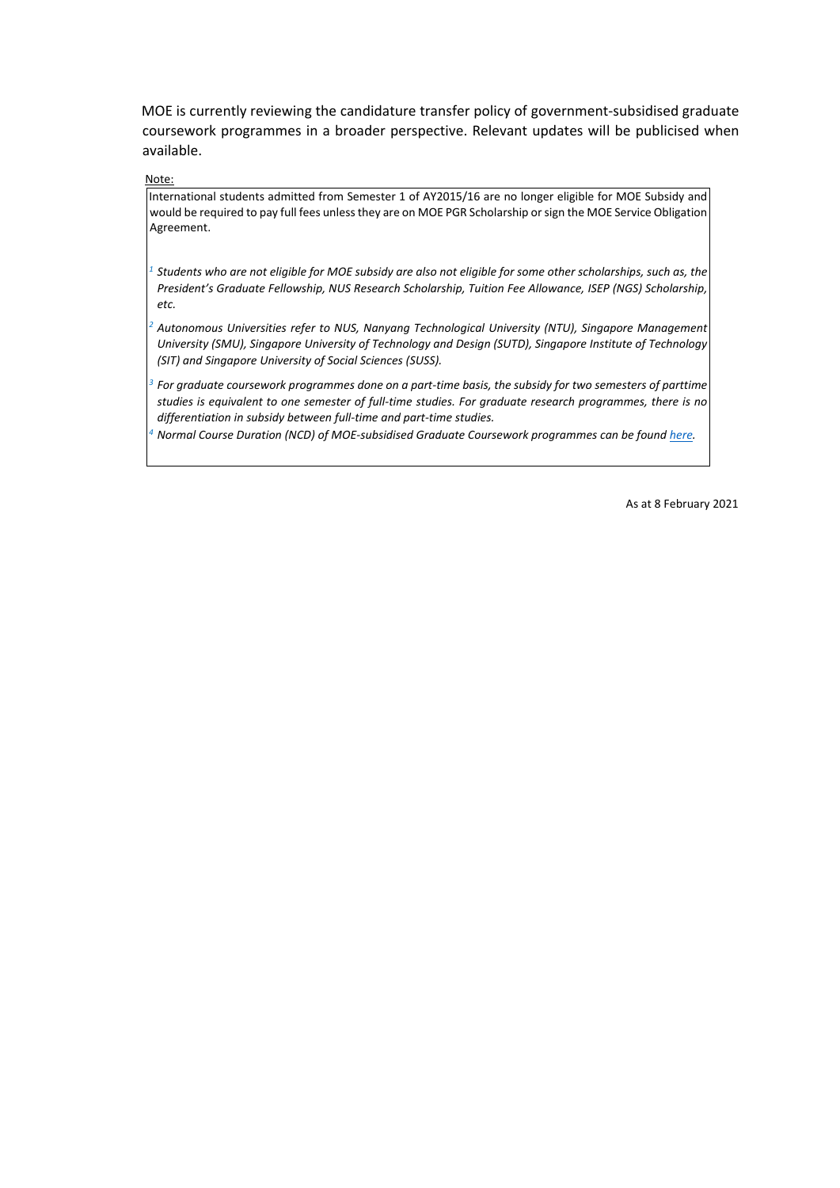MOE is currently reviewing the candidature transfer policy of government-subsidised graduate coursework programmes in a broader perspective. Relevant updates will be publicised when available.

Note:

International students admitted from Semester 1 of AY2015/16 are no longer eligible for MOE Subsidy and would be required to pay full fees unless they are on MOE PGR Scholarship or sign the MOE Service Obligation Agreement.

[1] *Students who are not eligible for MOE subsidy are also not eligible for some other scholarships, such as, the President's Graduate Fellowship, NUS Research Scholarship, Tuition Fee Allowance, ISEP (NGS) Scholarship, etc.*

[2] *Autonomous Universities refer to NUS, Nanyang Technological University (NTU), Singapore Management University (SMU), Singapore University of Technology and Design (SUTD), Singapore Institute of Technology (SIT) and Singapore University of Social Sciences (SUSS).*

[3] *For graduate coursework programmes done on a part-time basis, the subsidy for two semesters of parttime studies is equivalent to one semester of full-time studies. For graduate research programmes, there is no differentiation in subsidy between full-time and part-time studies.*

[4] *Normal Course Duration (NCD) of MOE-subsidised Graduate Coursework programmes can be found here.*

As at 8 February 2021